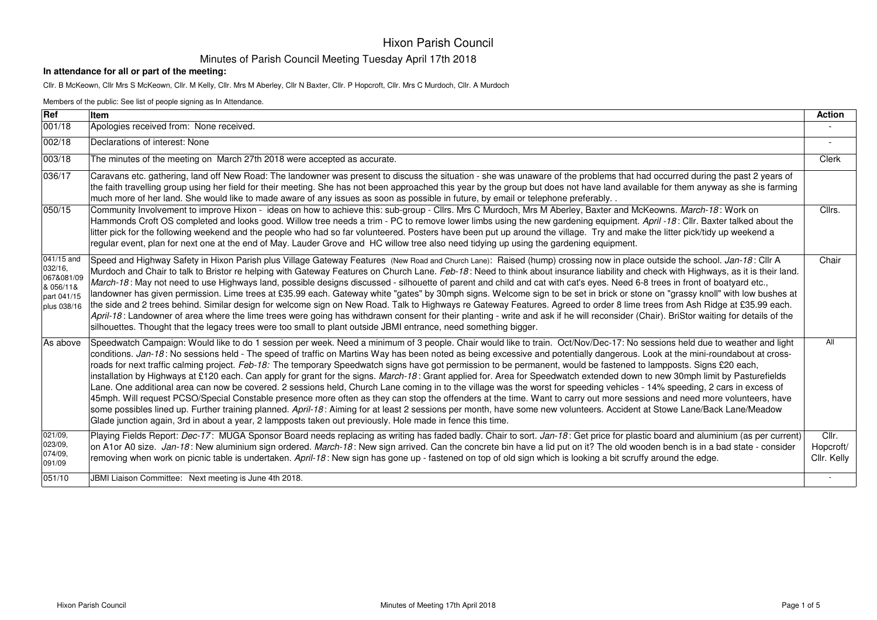# Hixon Parish Council

## Minutes of Parish Council Meeting Tuesday April 17th 2018

**In attendance for all or part of the meeting:**

Cllr. B McKeown, Cllr Mrs S McKeown, Cllr. M Kelly, Cllr. Mrs M Aberley, Cllr N Baxter, Cllr. P Hopcroft, Cllr. Mrs C Murdoch, Cllr. A Murdoch

Members of the public: See list of people signing as In Attendance.

| Ref | Item | Action |
|---|---|---|
| 001/18 | Apologies received from: None received. | - |
| 002/18 | Declarations of interest: None | - |
| 003/18 | The minutes of the meeting on March 27th 2018 were accepted as accurate. | Clerk |
| 036/17 | Caravans etc. gathering, land off New Road: The landowner was present to discuss the situation - she was unaware of the problems that had occurred during the past 2 years of the faith travelling group using her field for their meeting. She has not been approached this year by the group but does not have land available for them anyway as she is farming much more of her land. She would like to made aware of any issues as soon as possible in future, by email or telephone preferably. . | |
| 050/15 | Community Involvement to improve Hixon - ideas on how to achieve this: sub-group - Cllrs. Mrs C Murdoch, Mrs M Aberley, Baxter and McKeowns. *March-18*: Work on Hammonds Croft OS completed and looks good. Willow tree needs a trim - PC to remove lower limbs using the new gardening equipment. *April -18*: Cllr. Baxter talked about the litter pick for the following weekend and the people who had so far volunteered. Posters have been put up around the village. Try and make the litter pick/tidy up weekend a regular event, plan for next one at the end of May. Lauder Grove and HC willow tree also need tidying up using the gardening equipment. | Cllrs. |
| 041/15 and 032/16, 067&081/09 & 056/11& part 041/15 plus 038/16 | Speed and Highway Safety in Hixon Parish plus Village Gateway Features (New Road and Church Lane): Raised (hump) crossing now in place outside the school. *Jan-18*: Cllr A Murdoch and Chair to talk to Bristor re helping with Gateway Features on Church Lane. *Feb-18*: Need to think about insurance liability and check with Highways, as it is their land. *March-18*: May not need to use Highways land, possible designs discussed - silhouette of parent and child and cat with cat's eyes. Need 6-8 trees in front of boatyard etc., landowner has given permission. Lime trees at £35.99 each. Gateway white "gates" by 30mph signs. Welcome sign to be set in brick or stone on "grassy knoll" with low bushes at the side and 2 trees behind. Similar design for welcome sign on New Road. Talk to Highways re Gateway Features. Agreed to order 8 lime trees from Ash Ridge at £35.99 each. *April-18*: Landowner of area where the lime trees were going has withdrawn consent for their planting - write and ask if he will reconsider (Chair). BriStor waiting for details of the silhouettes. Thought that the legacy trees were too small to plant outside JBMI entrance, need something bigger. | Chair |
| As above | Speedwatch Campaign: Would like to do 1 session per week. Need a minimum of 3 people. Chair would like to train. Oct/Nov/Dec-17: No sessions held due to weather and light conditions. *Jan-18*: No sessions held - The speed of traffic on Martins Way has been noted as being excessive and potentially dangerous. Look at the mini-roundabout at cross-roads for next traffic calming project. *Feb-18:* The temporary Speedwatch signs have got permission to be permanent, would be fastened to lampposts. Signs £20 each, installation by Highways at £120 each. Can apply for grant for the signs. *March-18*: Grant applied for. Area for Speedwatch extended down to new 30mph limit by Pasturefields Lane. One additional area can now be covered. 2 sessions held, Church Lane coming in to the village was the worst for speeding vehicles - 14% speeding, 2 cars in excess of 45mph. Will request PCSO/Special Constable presence more often as they can stop the offenders at the time. Want to carry out more sessions and need more volunteers, have some possibles lined up. Further training planned. *April-18*: Aiming for at least 2 sessions per month, have some new volunteers. Accident at Stowe Lane/Back Lane/Meadow Glade junction again, 3rd in about a year, 2 lampposts taken out previously. Hole made in fence this time. | All |
| 021/09, 023/09, 074/09, 091/09 | Playing Fields Report: *Dec-17*: MUGA Sponsor Board needs replacing as writing has faded badly. Chair to sort. *Jan-18*: Get price for plastic board and aluminium (as per current) on A1or A0 size. *Jan-18*: New aluminium sign ordered. *March-18*: New sign arrived. Can the concrete bin have a lid put on it? The old wooden bench is in a bad state - consider removing when work on picnic table is undertaken. *April-18*: New sign has gone up - fastened on top of old sign which is looking a bit scruffy around the edge. | Cllr. Hopcroft/ Cllr. Kelly |
| 051/10 | JBMI Liaison Committee: Next meeting is June 4th 2018. | - |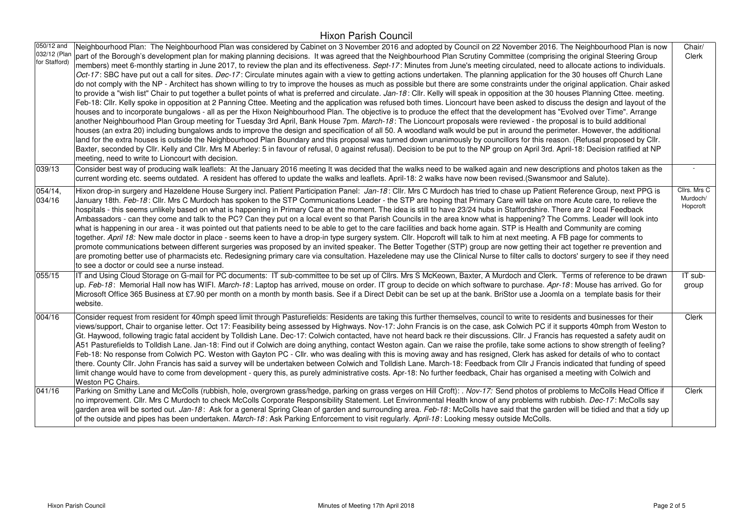# Hixon Parish Council

| | | |
|---|---|---|
| 050/12 and 032/12 (Plan for Stafford) | Neighbourhood Plan: The Neighbourhood Plan was considered by Cabinet on 3 November 2016 and adopted by Council on 22 November 2016. The Neighbourhood Plan is now part of the Borough's development plan for making planning decisions. It was agreed that the Neighbourhood Plan Scrutiny Committee (comprising the original Steering Group members) meet 6-monthly starting in June 2017, to review the plan and its effectiveness. *Sept-17*: Minutes from June's meeting circulated, need to allocate actions to individuals. *Oct-17*: SBC have put out a call for sites. *Dec-17*: Circulate minutes again with a view to getting actions undertaken. The planning application for the 30 houses off Church Lane do not comply with the NP - Architect has shown willing to try to improve the houses as much as possible but there are some constraints under the original application. Chair asked to provide a "wish list" Chair to put together a bullet points of what is preferred and circulate. *Jan-18*: Cllr. Kelly will speak in opposition at the 30 houses Planning Cttee. meeting. Feb-18: Cllr. Kelly spoke in opposition at 2 Panning Cttee. Meeting and the application was refused both times. Lioncourt have been asked to discuss the design and layout of the houses and to incorporate bungalows - all as per the Hixon Neighbourhood Plan. The objective is to produce the effect that the development has "Evolved over Time". Arrange another Neighbourhood Plan Group meeting for Tuesday 3rd April, Bank House 7pm. *March-18*: The Lioncourt proposals were reviewed - the proposal is to build additional houses (an extra 20) including bungalows ands to improve the design and specification of all 50. A woodland walk would be put in around the perimeter. However, the additional land for the extra houses is outside the Neighbourhood Plan Boundary and this proposal was turned down unanimously by councillors for this reason. (Refusal proposed by Cllr. Baxter, seconded by Cllr. Kelly and Cllr. Mrs M Aberley: 5 in favour of refusal, 0 against refusal). Decision to be put to the NP group on April 3rd. April-18: Decision ratified at NP meeting, need to write to Lioncourt with decision. | Chair/ Clerk |
| 039/13 | Consider best way of producing walk leaflets: At the January 2016 meeting It was decided that the walks need to be walked again and new descriptions and photos taken as the current wording etc. seems outdated. A resident has offered to update the walks and leaflets. April-18: 2 walks have now been revised.(Swansmoor and Salute). | - |
| 054/14, 034/16 | Hixon drop-in surgery and Hazeldene House Surgery incl. Patient Participation Panel: *Jan-18*: Cllr. Mrs C Murdoch has tried to chase up Patient Reference Group, next PPG is January 18th. *Feb-18*: Cllr. Mrs C Murdoch has spoken to the STP Communications Leader - the STP are hoping that Primary Care will take on more Acute care, to relieve the hospitals - this seems unlikely based on what is happening in Primary Care at the moment. The idea is still to have 23/24 hubs in Staffordshire. There are 2 local Feedback Ambassadors - can they come and talk to the PC? Can they put on a local event so that Parish Councils in the area know what is happening? The Comms. Leader will look into what is happening in our area - it was pointed out that patients need to be able to get to the care facilities and back home again. STP is Health and Community are coming together. *April 18:* New male doctor in place - seems keen to have a drop-in type surgery system. Cllr. Hopcroft will talk to him at next meeting. A FB page for comments to promote communications between different surgeries was proposed by an invited speaker. The Better Together (STP) group are now getting their act together re prevention and are promoting better use of pharmacists etc. Redesigning primary care via consultation. Hazeledene may use the Clinical Nurse to filter calls to doctors' surgery to see if they need to see a doctor or could see a nurse instead. | Cllrs. Mrs C Murdoch/ Hopcroft |
| 055/15 | IT and Using Cloud Storage on G-mail for PC documents: IT sub-committee to be set up of Cllrs. Mrs S McKeown, Baxter, A Murdoch and Clerk. Terms of reference to be drawn up. *Feb-18*: Memorial Hall now has WIFI. *March-18*: Laptop has arrived, mouse on order. IT group to decide on which software to purchase. *Apr-18*: Mouse has arrived. Go for Microsoft Office 365 Business at £7.90 per month on a month by month basis. See if a Direct Debit can be set up at the bank. BriStor use a Joomla on a template basis for their website. | IT sub-group |
| 004/16 | Consider request from resident for 40mph speed limit through Pasturefields: Residents are taking this further themselves, council to write to residents and businesses for their views/support, Chair to organise letter. Oct 17: Feasibility being assessed by Highways. Nov-17: John Francis is on the case, ask Colwich PC if it supports 40mph from Weston to Gt. Haywood, following tragic fatal accident by Tolldish Lane. Dec-17: Colwich contacted, have not heard back re their discussions. Cllr. J Francis has requested a safety audit on A51 Pasturefields to Tolldish Lane. Jan-18: Find out if Colwich are doing anything, contact Weston again. Can we raise the profile, take some actions to show strength of feeling? Feb-18: No response from Colwich PC. Weston with Gayton PC - Cllr. who was dealing with this is moving away and has resigned, Clerk has asked for details of who to contact there. County Cllr. John Francis has said a survey will be undertaken between Colwich and Tolldish Lane. March-18: Feedback from Cllr J Francis indicated that funding of speed limit change would have to come from development - query this, as purely administrative costs. Apr-18: No further feedback, Chair has organised a meeting with Colwich and Weston PC Chairs. | Clerk |
| 041/16 | Parking on Smithy Lane and McColls (rubbish, hole, overgrown grass/hedge, parking on grass verges on Hill Croft): . *Nov-17:* Send photos of problems to McColls Head Office if no improvement. Cllr. Mrs C Murdoch to check McColls Corporate Responsibility Statement. Let Environmental Health know of any problems with rubbish. *Dec-17*: McColls say garden area will be sorted out. *Jan-18*: Ask for a general Spring Clean of garden and surrounding area. *Feb-18*: McColls have said that the garden will be tidied and that a tidy up of the outside and pipes has been undertaken. *March-18*: Ask Parking Enforcement to visit regularly. *April-18*: Looking messy outside McColls. | Clerk |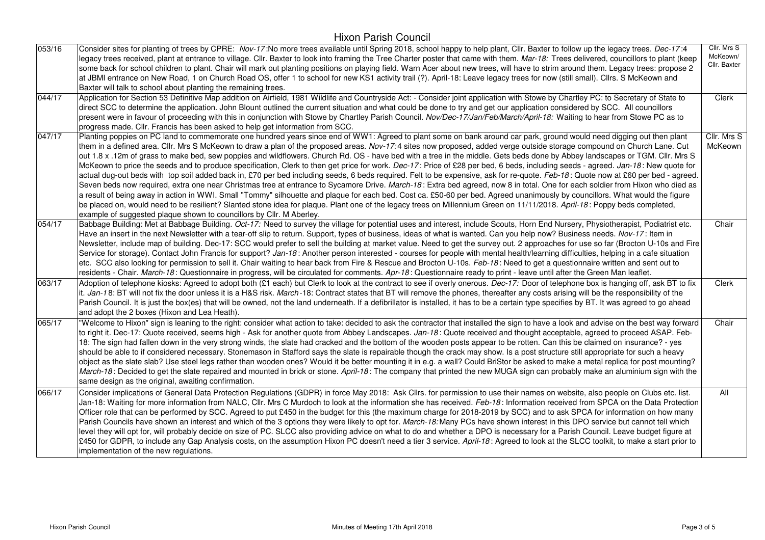# Hixon Parish Council

| | | |
|---|---|---|
| 053/16 | Consider sites for planting of trees by CPRE: *Nov-17*:No more trees available until Spring 2018, school happy to help plant, Cllr. Baxter to follow up the legacy trees. *Dec-17*:4 legacy trees received, plant at entrance to village. Cllr. Baxter to look into framing the Tree Charter poster that came with them. *Mar-18:* Trees delivered, councillors to plant (keep some back for school children to plant. Chair will mark out planting positions on playing field. Warn Acer about new trees, will have to strim around them. Legacy trees: propose 2 at JBMI entrance on New Road, 1 on Church Road OS, offer 1 to school for new KS1 activity trail (?). April-18: Leave legacy trees for now (still small). Cllrs. S McKeown and Baxter will talk to school about planting the remaining trees. | Cllr. Mrs S McKeown/ Cllr. Baxter |
| 044/17 | Application for Section 53 Definitive Map addition on Airfield, 1981 Wildlife and Countryside Act: - Consider joint application with Stowe by Chartley PC: to Secretary of State to direct SCC to determine the application. John Blount outlined the current situation and what could be done to try and get our application considered by SCC. All councillors present were in favour of proceeding with this in conjunction with Stowe by Chartley Parish Council. *Nov/Dec-17/Jan/Feb/March/April-18:* Waiting to hear from Stowe PC as to progress made. Cllr. Francis has been asked to help get information from SCC. | Clerk |
| 047/17 | Planting poppies on PC land to commemorate one hundred years since end of WW1: Agreed to plant some on bank around car park, ground would need digging out then plant them in a defined area. Cllr. Mrs S McKeown to draw a plan of the proposed areas. *Nov-17:*4 sites now proposed, added verge outside storage compound on Church Lane. Cut out 1.8 x .12m of grass to make bed, sew poppies and wildflowers. Church Rd. OS - have bed with a tree in the middle. Gets beds done by Abbey landscapes or TGM. Cllr. Mrs S McKeown to price the seeds and to produce specification, Clerk to then get price for work. *Dec-17*: Price of £28 per bed, 6 beds, including seeds - agreed. *Jan-18*: New quote for actual dug-out beds with top soil added back in, £70 per bed including seeds, 6 beds required. Felt to be expensive, ask for re-quote. *Feb-18*: Quote now at £60 per bed - agreed. Seven beds now required, extra one near Christmas tree at entrance to Sycamore Drive. *March-18*: Extra bed agreed, now 8 in total. One for each soldier from Hixon who died as a result of being away in action in WWI. Small "Tommy" silhouette and plaque for each bed. Cost ca. £50-60 per bed. Agreed unanimously by councillors. What would the figure be placed on, would need to be resilient? Slanted stone idea for plaque. Plant one of the legacy trees on Millennium Green on 11/11/2018. *April-18*: Poppy beds completed, example of suggested plaque shown to councillors by Cllr. M Aberley. | Cllr. Mrs S McKeown |
| 054/17 | Babbage Building: Met at Babbage Building. *Oct-17:* Need to survey the village for potential uses and interest, include Scouts, Horn End Nursery, Physiotherapist, Podiatrist etc. Have an insert in the next Newsletter with a tear-off slip to return. Support, types of business, ideas of what is wanted. Can you help now? Business needs. *Nov-17*: Item in Newsletter, include map of building. Dec-17: SCC would prefer to sell the building at market value. Need to get the survey out. 2 approaches for use so far (Brocton U-10s and Fire Service for storage). Contact John Francis for support? *Jan-18*: Another person interested - courses for people with mental health/learning difficulties, helping in a cafe situation etc. SCC also looking for permission to sell it. Chair waiting to hear back from Fire & Rescue and Brocton U-10s. *Feb-18*: Need to get a questionnaire written and sent out to residents - Chair. *March-18*: Questionnaire in progress, will be circulated for comments. *Apr-18*: Questionnaire ready to print - leave until after the Green Man leaflet. | Chair |
| 063/17 | Adoption of telephone kiosks: Agreed to adopt both (£1 each) but Clerk to look at the contract to see if overly onerous. *Dec-17:* Door of telephone box is hanging off, ask BT to fix it. *Jan-18*: BT will not fix the door unless it is a H&S risk. *March*-18: Contract states that BT will remove the phones, thereafter any costs arising will be the responsibility of the Parish Council. It is just the box(es) that will be owned, not the land underneath. If a defibrillator is installed, it has to be a certain type specifies by BT. It was agreed to go ahead and adopt the 2 boxes (Hixon and Lea Heath). | Clerk |
| 065/17 | "Welcome to Hixon" sign is leaning to the right: consider what action to take: decided to ask the contractor that installed the sign to have a look and advise on the best way forward to right it. Dec-17: Quote received, seems high - Ask for another quote from Abbey Landscapes. *Jan-18*: Quote received and thought acceptable, agreed to proceed ASAP. Feb-18: The sign had fallen down in the very strong winds, the slate had cracked and the bottom of the wooden posts appear to be rotten. Can this be claimed on insurance? - yes should be able to if considered necessary. Stonemason in Stafford says the slate is repairable though the crack may show. Is a post structure still appropriate for such a heavy object as the slate slab? Use steel legs rather than wooden ones? Would it be better mounting it in e.g. a wall? Could BriStor be asked to make a metal replica for post mounting? *March-18*: Decided to get the slate repaired and mounted in brick or stone. *April-18*: The company that printed the new MUGA sign can probably make an aluminium sign with the same design as the original, awaiting confirmation. | Chair |
| 066/17 | Consider implications of General Data Protection Regulations (GDPR) in force May 2018: Ask Cllrs. for permission to use their names on website, also people on Clubs etc. list. Jan-18: Waiting for more information from NALC, Cllr. Mrs C Murdoch to look at the information she has received. *Feb-18*: Information received from SPCA on the Data Protection Officer role that can be performed by SCC. Agreed to put £450 in the budget for this (the maximum charge for 2018-2019 by SCC) and to ask SPCA for information on how many Parish Councils have shown an interest and which of the 3 options they were likely to opt for. *March-18:*Many PCs have shown interest in this DPO service but cannot tell which level they will opt for, will probably decide on size of PC. SLCC also providing advice on what to do and whether a DPO is necessary for a Parish Council. Leave budget figure at £450 for GDPR, to include any Gap Analysis costs, on the assumption Hixon PC doesn't need a tier 3 service. *April-18*: Agreed to look at the SLCC toolkit, to make a start prior to implementation of the new regulations. | All |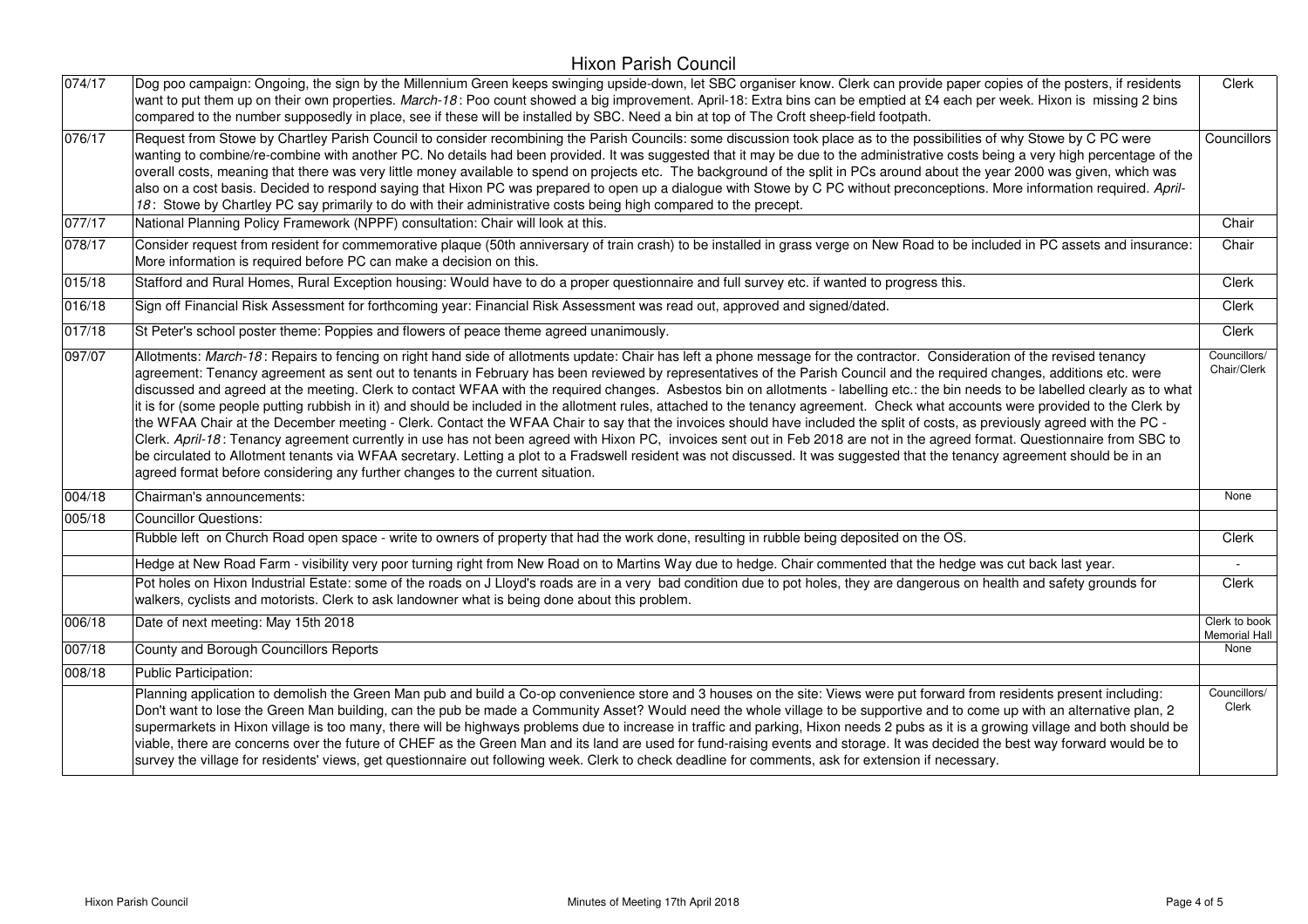| | | |
|---|---|---|
| 074/17 | Dog poo campaign: Ongoing, the sign by the Millennium Green keeps swinging upside-down, let SBC organiser know. Clerk can provide paper copies of the posters, if residents want to put them up on their own properties. *March-18*: Poo count showed a big improvement. April-18: Extra bins can be emptied at £4 each per week. Hixon is missing 2 bins compared to the number supposedly in place, see if these will be installed by SBC. Need a bin at top of The Croft sheep-field footpath. | Clerk |
| 076/17 | Request from Stowe by Chartley Parish Council to consider recombining the Parish Councils: some discussion took place as to the possibilities of why Stowe by C PC were wanting to combine/re-combine with another PC. No details had been provided. It was suggested that it may be due to the administrative costs being a very high percentage of the overall costs, meaning that there was very little money available to spend on projects etc. The background of the split in PCs around about the year 2000 was given, which was also on a cost basis. Decided to respond saying that Hixon PC was prepared to open up a dialogue with Stowe by C PC without preconceptions. More information required. *April-18*: Stowe by Chartley PC say primarily to do with their administrative costs being high compared to the precept. | Councillors |
| 077/17 | National Planning Policy Framework (NPPF) consultation: Chair will look at this. | Chair |
| 078/17 | Consider request from resident for commemorative plaque (50th anniversary of train crash) to be installed in grass verge on New Road to be included in PC assets and insurance: More information is required before PC can make a decision on this. | Chair |
| 015/18 | Stafford and Rural Homes, Rural Exception housing: Would have to do a proper questionnaire and full survey etc. if wanted to progress this. | Clerk |
| 016/18 | Sign off Financial Risk Assessment for forthcoming year: Financial Risk Assessment was read out, approved and signed/dated. | Clerk |
| 017/18 | St Peter's school poster theme: Poppies and flowers of peace theme agreed unanimously. | Clerk |
| 097/07 | Allotments: *March-18*: Repairs to fencing on right hand side of allotments update: Chair has left a phone message for the contractor. Consideration of the revised tenancy agreement: Tenancy agreement as sent out to tenants in February has been reviewed by representatives of the Parish Council and the required changes, additions etc. were discussed and agreed at the meeting. Clerk to contact WFAA with the required changes. Asbestos bin on allotments - labelling etc.: the bin needs to be labelled clearly as to what it is for (some people putting rubbish in it) and should be included in the allotment rules, attached to the tenancy agreement. Check what accounts were provided to the Clerk by the WFAA Chair at the December meeting - Clerk. Contact the WFAA Chair to say that the invoices should have included the split of costs, as previously agreed with the PC - Clerk. *April-18*: Tenancy agreement currently in use has not been agreed with Hixon PC, invoices sent out in Feb 2018 are not in the agreed format. Questionnaire from SBC to be circulated to Allotment tenants via WFAA secretary. Letting a plot to a Fradswell resident was not discussed. It was suggested that the tenancy agreement should be in an agreed format before considering any further changes to the current situation. | Councillors/ Chair/Clerk |
| 004/18 | Chairman's announcements: | None |
| 005/18 | Councillor Questions: | |
| | Rubble left on Church Road open space - write to owners of property that had the work done, resulting in rubble being deposited on the OS. | Clerk |
| | Hedge at New Road Farm - visibility very poor turning right from New Road on to Martins Way due to hedge. Chair commented that the hedge was cut back last year. | - |
| | Pot holes on Hixon Industrial Estate: some of the roads on J Lloyd's roads are in a very bad condition due to pot holes, they are dangerous on health and safety grounds for walkers, cyclists and motorists. Clerk to ask landowner what is being done about this problem. | Clerk |
| 006/18 | Date of next meeting: May 15th 2018 | Clerk to book Memorial Hall |
| 007/18 | County and Borough Councillors Reports | None |
| 008/18 | Public Participation: | |
| | Planning application to demolish the Green Man pub and build a Co-op convenience store and 3 houses on the site: Views were put forward from residents present including: Don't want to lose the Green Man building, can the pub be made a Community Asset? Would need the whole village to be supportive and to come up with an alternative plan, 2 supermarkets in Hixon village is too many, there will be highways problems due to increase in traffic and parking, Hixon needs 2 pubs as it is a growing village and both should be viable, there are concerns over the future of CHEF as the Green Man and its land are used for fund-raising events and storage. It was decided the best way forward would be to survey the village for residents' views, get questionnaire out following week. Clerk to check deadline for comments, ask for extension if necessary. | Councillors/ Clerk |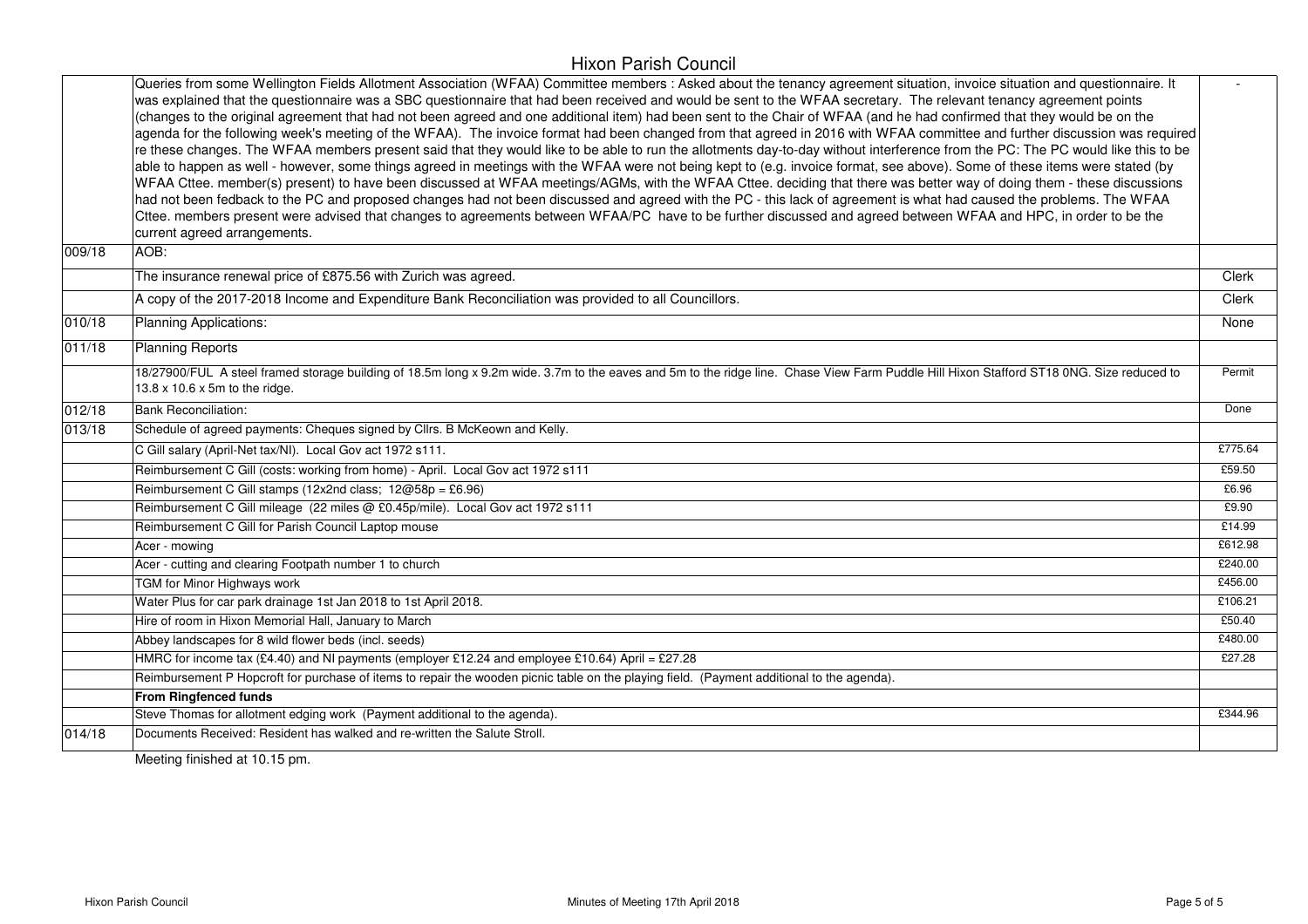| | | |
|---|---|---|
| | Queries from some Wellington Fields Allotment Association (WFAA) Committee members : Asked about the tenancy agreement situation, invoice situation and questionnaire. It was explained that the questionnaire was a SBC questionnaire that had been received and would be sent to the WFAA secretary. The relevant tenancy agreement points (changes to the original agreement that had not been agreed and one additional item) had been sent to the Chair of WFAA (and he had confirmed that they would be on the agenda for the following week's meeting of the WFAA). The invoice format had been changed from that agreed in 2016 with WFAA committee and further discussion was required re these changes. The WFAA members present said that they would like to be able to run the allotments day-to-day without interference from the PC: The PC would like this to be able to happen as well - however, some things agreed in meetings with the WFAA were not being kept to (e.g. invoice format, see above). Some of these items were stated (by WFAA Cttee. member(s) present) to have been discussed at WFAA meetings/AGMs, with the WFAA Cttee. deciding that there was better way of doing them - these discussions had not been fedback to the PC and proposed changes had not been discussed and agreed with the PC - this lack of agreement is what had caused the problems. The WFAA Cttee. members present were advised that changes to agreements between WFAA/PC have to be further discussed and agreed between WFAA and HPC, in order to be the current agreed arrangements. | - |
| 009/18 | AOB: | |
| | The insurance renewal price of £875.56 with Zurich was agreed. | Clerk |
| | A copy of the 2017-2018 Income and Expenditure Bank Reconciliation was provided to all Councillors. | Clerk |
| 010/18 | Planning Applications: | None |
| 011/18 | Planning Reports | |
| | 18/27900/FUL A steel framed storage building of 18.5m long x 9.2m wide. 3.7m to the eaves and 5m to the ridge line. Chase View Farm Puddle Hill Hixon Stafford ST18 0NG. Size reduced to 13.8 x 10.6 x 5m to the ridge. | Permit |
| 012/18 | Bank Reconciliation: | Done |
| 013/18 | Schedule of agreed payments: Cheques signed by Cllrs. B McKeown and Kelly. | |
| | C Gill salary (April-Net tax/NI). Local Gov act 1972 s111. | £775.64 |
| | Reimbursement C Gill (costs: working from home) - April. Local Gov act 1972 s111 | £59.50 |
| | Reimbursement C Gill stamps (12x2nd class; 12@58p = £6.96) | £6.96 |
| | Reimbursement C Gill mileage (22 miles @ £0.45p/mile). Local Gov act 1972 s111 | £9.90 |
| | Reimbursement C Gill for Parish Council Laptop mouse | £14.99 |
| | Acer - mowing | £612.98 |
| | Acer - cutting and clearing Footpath number 1 to church | £240.00 |
| | TGM for Minor Highways work | £456.00 |
| | Water Plus for car park drainage 1st Jan 2018 to 1st April 2018. | £106.21 |
| | Hire of room in Hixon Memorial Hall, January to March | £50.40 |
| | Abbey landscapes for 8 wild flower beds (incl. seeds) | £480.00 |
| | HMRC for income tax (£4.40) and NI payments (employer £12.24 and employee £10.64) April = £27.28 | £27.28 |
| | Reimbursement P Hopcroft for purchase of items to repair the wooden picnic table on the playing field. (Payment additional to the agenda). | |
| | **From Ringfenced funds** | |
| | Steve Thomas for allotment edging work (Payment additional to the agenda). | £344.96 |
| 014/18 | Documents Received: Resident has walked and re-written the Salute Stroll. | |

Meeting finished at 10.15 pm.